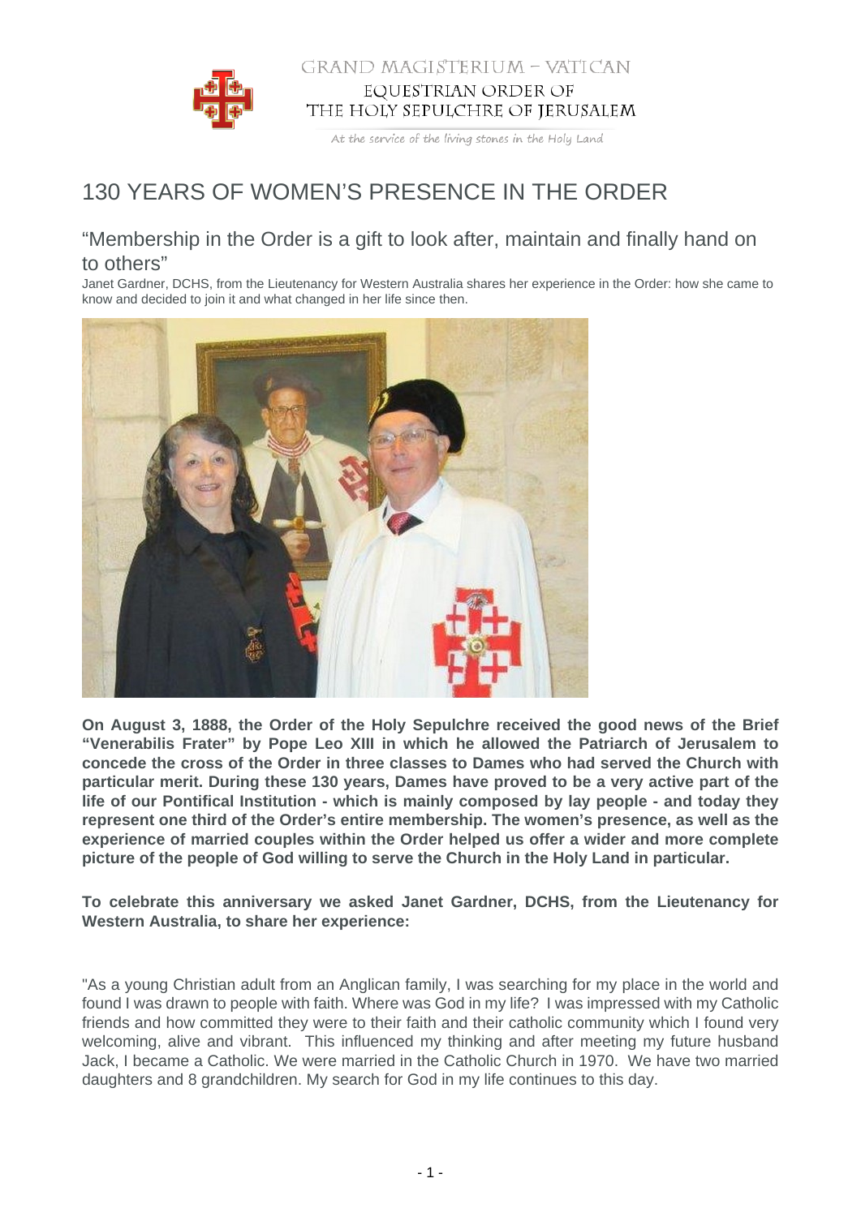GRAND MAGISTERIUM – VATICAN

EQUESTRIAN ORDER OF THE HOLY SEPULCHRE OF JERUSALEM

*At the service of the living stones in the Holy Land*

# 130 YEARS OF WOMEN'S PRESENCE IN THE ORDER

## "Membership in the Order is a gift to look after, maintain and finally hand on to others"

Janet Gardner, DCHS, from the Lieutenancy for Western Australia shares her experience in the Order: how she came to know and decided to join it and what changed in her life since then.

**On August 3, 1888, the Order of the Holy Sepulchre received the good news of the Brief "Venerabilis Frater" by Pope Leo XIII in which he allowed the Patriarch of Jerusalem to concede the cross of the Order in three classes to Dames who had served the Church with particular merit. During these 130 years, Dames have proved to be a very active part of the life of our Pontifical Institution - which is mainly composed by lay people - and today they represent one third of the Order's entire membership. The women's presence, as well as the experience of married couples within the Order helped us offer a wider and more complete picture of the people of God willing to serve the Church in the Holy Land in particular.**

**To celebrate this anniversary we asked Janet Gardner, DCHS, from the Lieutenancy for Western Australia, to share her experience:**

"As a young Christian adult from an Anglican family, I was searching for my place in the world and found I was drawn to people with faith. Where was God in my life? I was impressed with my Catholic friends and how committed they were to their faith and their catholic community which I found very welcoming, alive and vibrant. This influenced my thinking and after meeting my future husband Jack, I became a Catholic. We were married in the Catholic Church in 1970. We have two married daughters and 8 grandchildren. My search for God in my life continues to this day.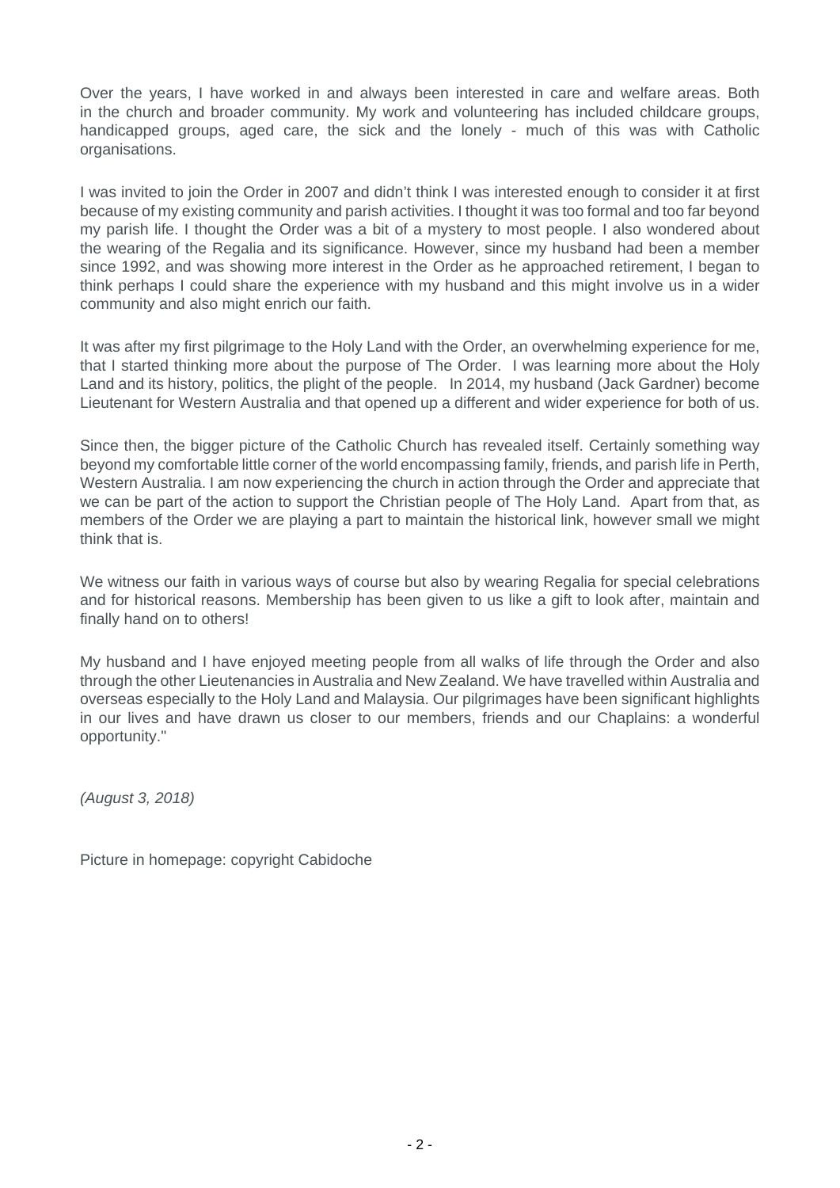Over the years, I have worked in and always been interested in care and welfare areas. Both in the church and broader community. My work and volunteering has included childcare groups, handicapped groups, aged care, the sick and the lonely - much of this was with Catholic organisations.

I was invited to join the Order in 2007 and didn't think I was interested enough to consider it at first because of my existing community and parish activities. I thought it was too formal and too far beyond my parish life. I thought the Order was a bit of a mystery to most people. I also wondered about the wearing of the Regalia and its significance. However, since my husband had been a member since 1992, and was showing more interest in the Order as he approached retirement, I began to think perhaps I could share the experience with my husband and this might involve us in a wider community and also might enrich our faith.

It was after my first pilgrimage to the Holy Land with the Order, an overwhelming experience for me, that I started thinking more about the purpose of The Order. I was learning more about the Holy Land and its history, politics, the plight of the people. In 2014, my husband (Jack Gardner) become Lieutenant for Western Australia and that opened up a different and wider experience for both of us.

Since then, the bigger picture of the Catholic Church has revealed itself. Certainly something way beyond my comfortable little corner of the world encompassing family, friends, and parish life in Perth, Western Australia. I am now experiencing the church in action through the Order and appreciate that we can be part of the action to support the Christian people of The Holy Land. Apart from that, as members of the Order we are playing a part to maintain the historical link, however small we might think that is.

We witness our faith in various ways of course but also by wearing Regalia for special celebrations and for historical reasons. Membership has been given to us like a gift to look after, maintain and finally hand on to others!

My husband and I have enjoyed meeting people from all walks of life through the Order and also through the other Lieutenancies in Australia and New Zealand. We have travelled within Australia and overseas especially to the Holy Land and Malaysia. Our pilgrimages have been significant highlights in our lives and have drawn us closer to our members, friends and our Chaplains: a wonderful opportunity."

*(August 3, 2018)*

Picture in homepage: copyright Cabidoche